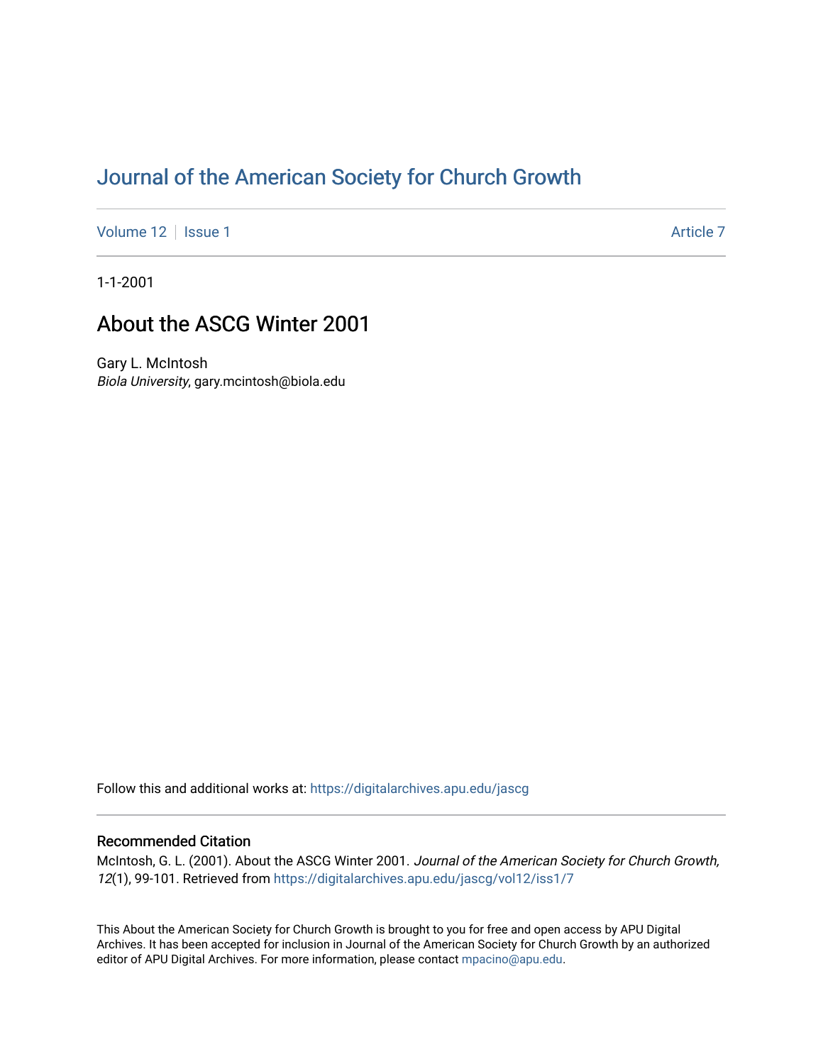# Journal of the American Society for Church Growth

Volume 12 | Issue 1 Article 7

1-1-2001

## About the ASCG Winter 2001

Gary L. McIntosh
*Biola University*, gary.mcintosh@biola.edu

Follow this and additional works at: https://digitalarchives.apu.edu/jascg

### Recommended Citation

McIntosh, G. L. (2001). About the ASCG Winter 2001. *Journal of the American Society for Church Growth, 12*(1), 99-101. Retrieved from https://digitalarchives.apu.edu/jascg/vol12/iss1/7

This About the American Society for Church Growth is brought to you for free and open access by APU Digital Archives. It has been accepted for inclusion in Journal of the American Society for Church Growth by an authorized editor of APU Digital Archives. For more information, please contact mpacino@apu.edu.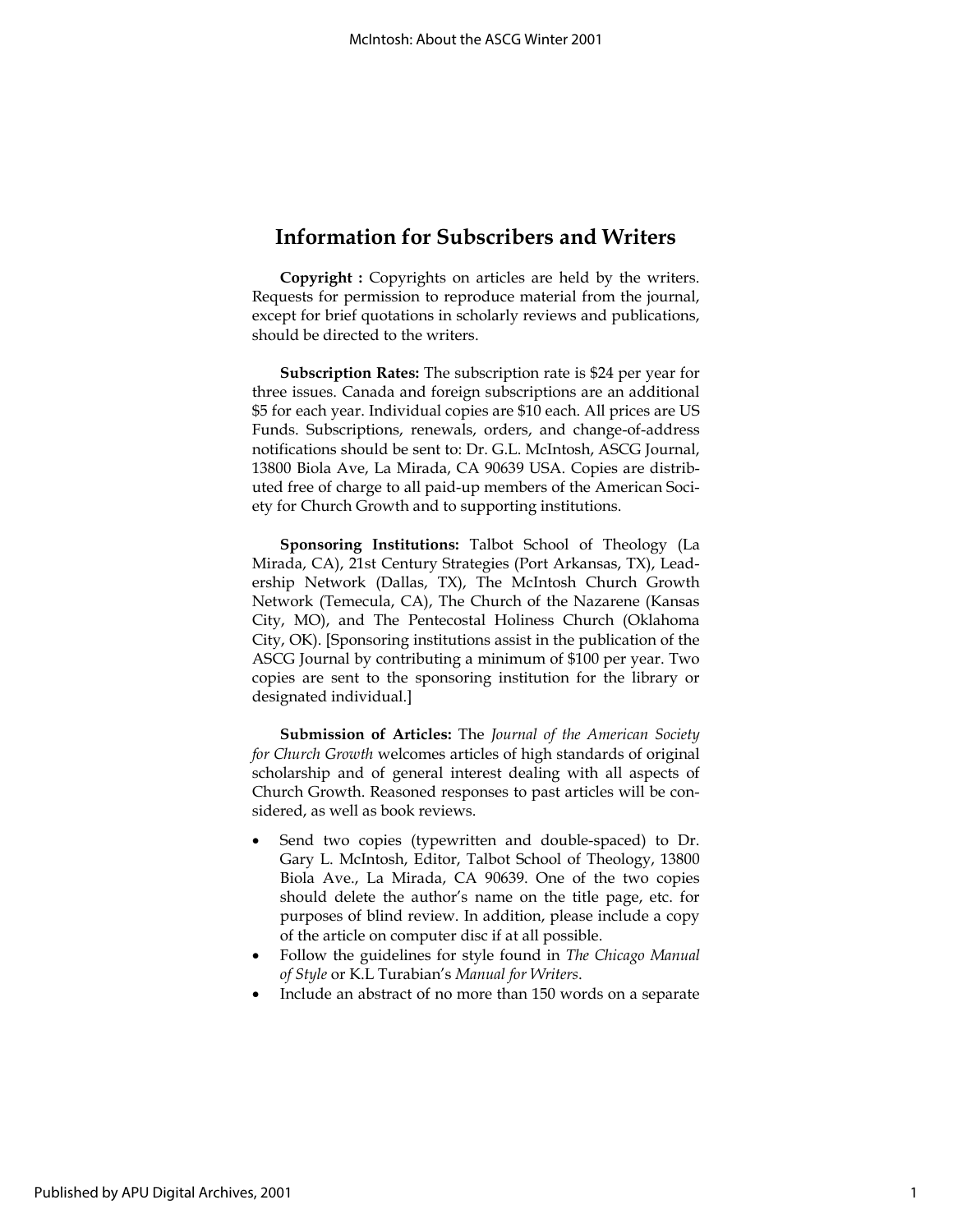## Information for Subscribers and Writers

**Copyright :** Copyrights on articles are held by the writers. Requests for permission to reproduce material from the journal, except for brief quotations in scholarly reviews and publications, should be directed to the writers.

**Subscription Rates:** The subscription rate is $24 per year for three issues. Canada and foreign subscriptions are an additional $5 for each year. Individual copies are $10 each. All prices are US Funds. Subscriptions, renewals, orders, and change-of-address notifications should be sent to: Dr. G.L. McIntosh, ASCG Journal, 13800 Biola Ave, La Mirada, CA 90639 USA. Copies are distributed free of charge to all paid-up members of the American Society for Church Growth and to supporting institutions.

**Sponsoring Institutions:** Talbot School of Theology (La Mirada, CA), 21st Century Strategies (Port Arkansas, TX), Leadership Network (Dallas, TX), The McIntosh Church Growth Network (Temecula, CA), The Church of the Nazarene (Kansas City, MO), and The Pentecostal Holiness Church (Oklahoma City, OK). [Sponsoring institutions assist in the publication of the ASCG Journal by contributing a minimum of $100 per year. Two copies are sent to the sponsoring institution for the library or designated individual.]

**Submission of Articles:** The *Journal of the American Society for Church Growth* welcomes articles of high standards of original scholarship and of general interest dealing with all aspects of Church Growth. Reasoned responses to past articles will be considered, as well as book reviews.

- Send two copies (typewritten and double-spaced) to Dr. Gary L. McIntosh, Editor, Talbot School of Theology, 13800 Biola Ave., La Mirada, CA 90639. One of the two copies should delete the author's name on the title page, etc. for purposes of blind review. In addition, please include a copy of the article on computer disc if at all possible.
- Follow the guidelines for style found in *The Chicago Manual of Style* or K.L Turabian's *Manual for Writers*.
- Include an abstract of no more than 150 words on a separate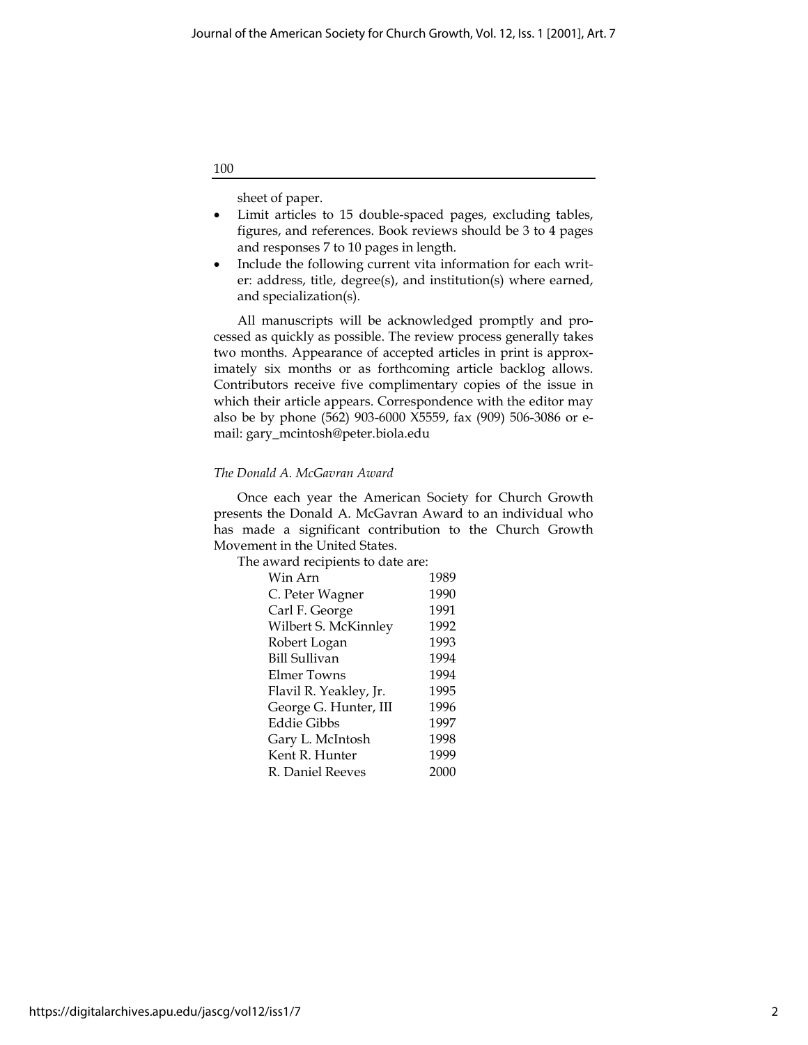sheet of paper.

- Limit articles to 15 double-spaced pages, excluding tables, figures, and references. Book reviews should be 3 to 4 pages and responses 7 to 10 pages in length.
- Include the following current vita information for each writer: address, title, degree(s), and institution(s) where earned, and specialization(s).

All manuscripts will be acknowledged promptly and processed as quickly as possible. The review process generally takes two months. Appearance of accepted articles in print is approximately six months or as forthcoming article backlog allows. Contributors receive five complimentary copies of the issue in which their article appears. Correspondence with the editor may also be by phone (562) 903-6000 X5559, fax (909) 506-3086 or e-mail: gary_mcintosh@peter.biola.edu

*The Donald A. McGavran Award*

Once each year the American Society for Church Growth presents the Donald A. McGavran Award to an individual who has made a significant contribution to the Church Growth Movement in the United States.

The award recipients to date are:

| | |
|---|---|
| Win Arn | 1989 |
| C. Peter Wagner | 1990 |
| Carl F. George | 1991 |
| Wilbert S. McKinnley | 1992 |
| Robert Logan | 1993 |
| Bill Sullivan | 1994 |
| Elmer Towns | 1994 |
| Flavil R. Yeakley, Jr. | 1995 |
| George G. Hunter, III | 1996 |
| Eddie Gibbs | 1997 |
| Gary L. McIntosh | 1998 |
| Kent R. Hunter | 1999 |
| R. Daniel Reeves | 2000 |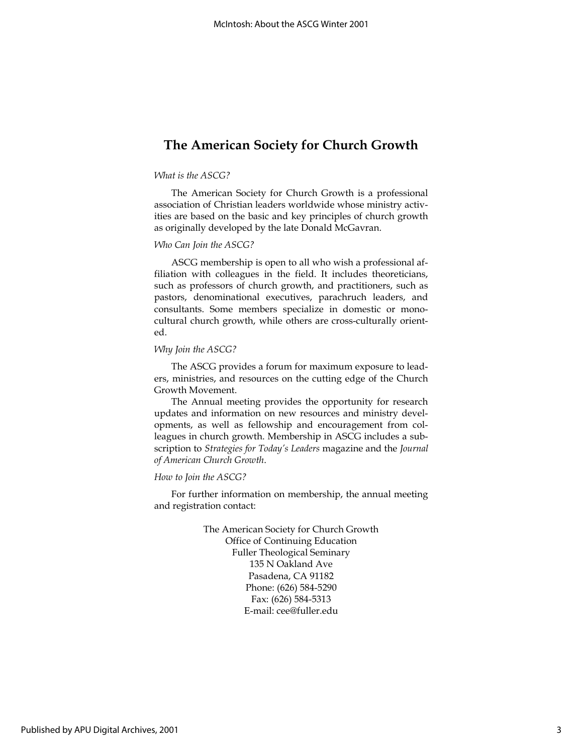# The American Society for Church Growth

*What is the ASCG?*

The American Society for Church Growth is a professional association of Christian leaders worldwide whose ministry activities are based on the basic and key principles of church growth as originally developed by the late Donald McGavran.

*Who Can Join the ASCG?*

ASCG membership is open to all who wish a professional affiliation with colleagues in the field. It includes theoreticians, such as professors of church growth, and practitioners, such as pastors, denominational executives, parachruch leaders, and consultants. Some members specialize in domestic or monocultural church growth, while others are cross-culturally oriented.

*Why Join the ASCG?*

The ASCG provides a forum for maximum exposure to leaders, ministries, and resources on the cutting edge of the Church Growth Movement.

The Annual meeting provides the opportunity for research updates and information on new resources and ministry developments, as well as fellowship and encouragement from colleagues in church growth. Membership in ASCG includes a subscription to *Strategies for Today's Leaders* magazine and the *Journal of American Church Growth*.

*How to Join the ASCG?*

For further information on membership, the annual meeting and registration contact:

The American Society for Church Growth
Office of Continuing Education
Fuller Theological Seminary
135 N Oakland Ave
Pasadena, CA 91182
Phone: (626) 584-5290
Fax: (626) 584-5313
E-mail: cee@fuller.edu